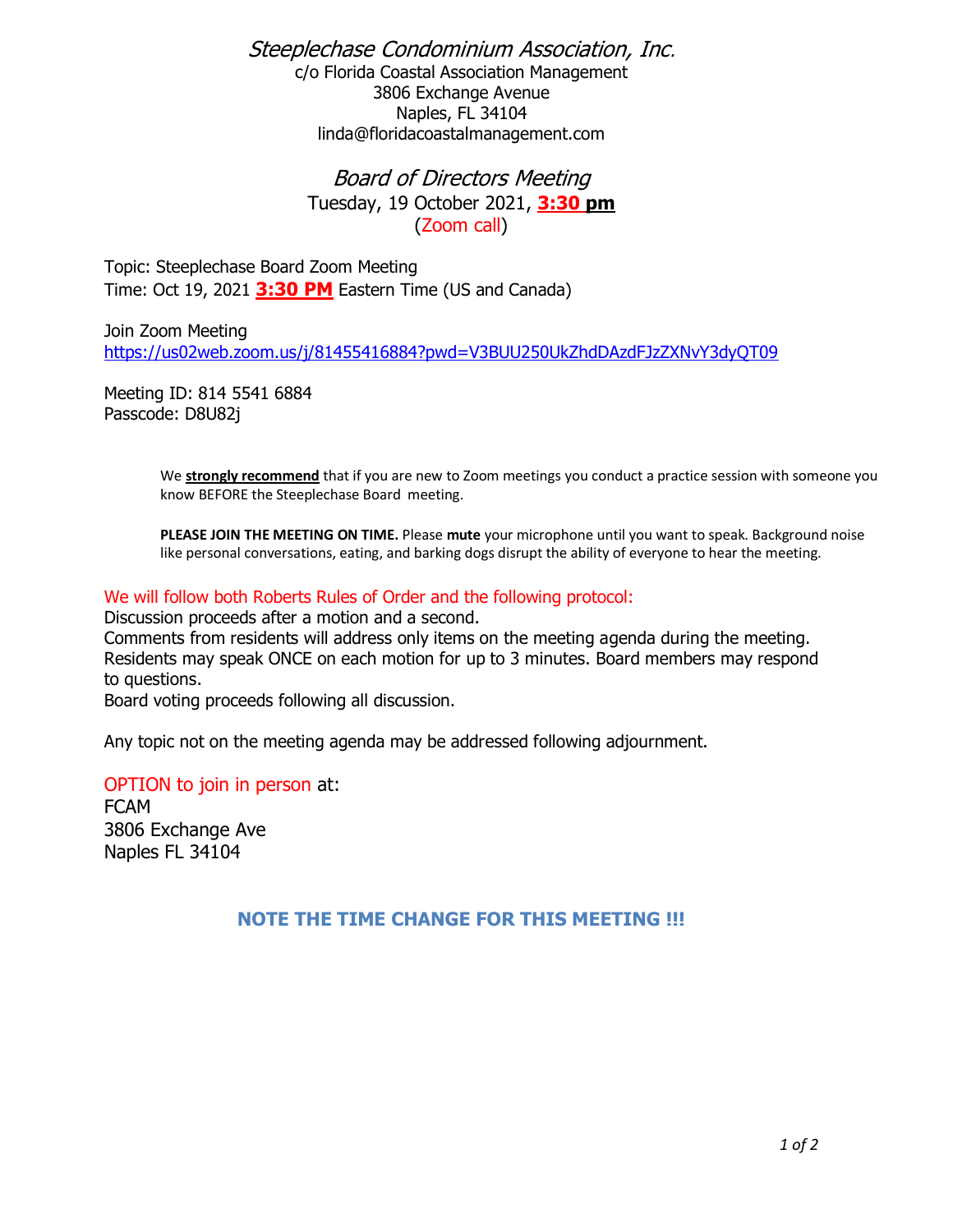# *Steeplechase Condominium Association, Inc.*

c/o Florida Coastal Association Management
3806 Exchange Avenue
Naples, FL 34104
linda@floridacoastalmanagement.com

## *Board of Directors Meeting*

Tuesday, 19 October 2021, **3:30 pm**
(Zoom call)

Topic: Steeplechase Board Zoom Meeting
Time: Oct 19, 2021 **3:30 PM** Eastern Time (US and Canada)

Join Zoom Meeting
https://us02web.zoom.us/j/81455416884?pwd=V3BUU250UkZhdDAzdFJzZXNvY3dyQT09

Meeting ID: 814 5541 6884
Passcode: D8U82j

> We **strongly recommend** that if you are new to Zoom meetings you conduct a practice session with someone you know BEFORE the Steeplechase Board meeting.
>
> **PLEASE JOIN THE MEETING ON TIME.** Please **mute** your microphone until you want to speak. Background noise like personal conversations, eating, and barking dogs disrupt the ability of everyone to hear the meeting.

We will follow both Roberts Rules of Order and the following protocol:
Discussion proceeds after a motion and a second.
Comments from residents will address only items on the meeting agenda during the meeting.
Residents may speak ONCE on each motion for up to 3 minutes. Board members may respond to questions.
Board voting proceeds following all discussion.

Any topic not on the meeting agenda may be addressed following adjournment.

OPTION to join in person at:
FCAM
3806 Exchange Ave
Naples FL 34104

**NOTE THE TIME CHANGE FOR THIS MEETING !!!**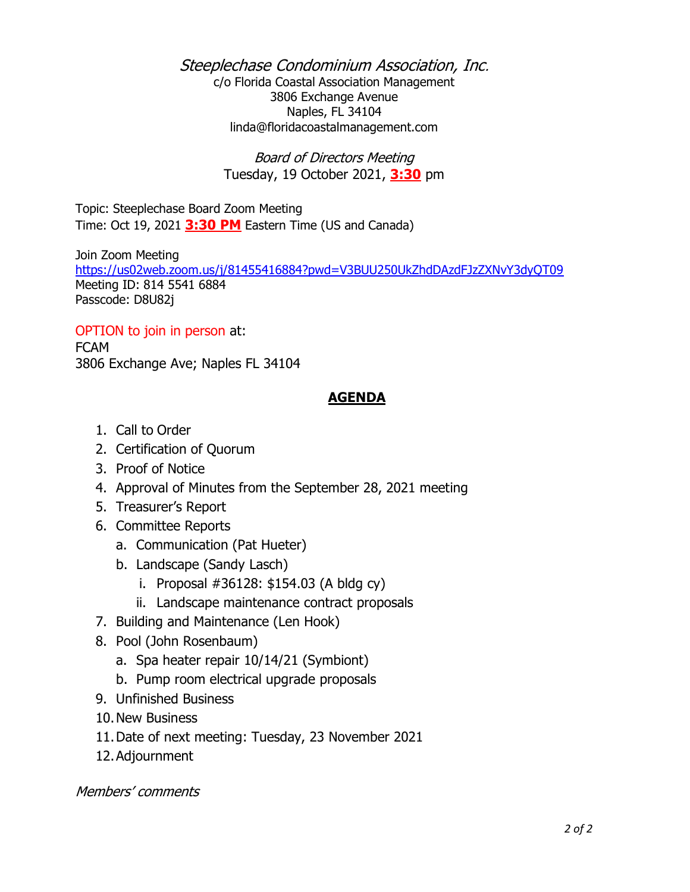*Steeplechase Condominium Association, Inc.*
c/o Florida Coastal Association Management
3806 Exchange Avenue
Naples, FL 34104
linda@floridacoastalmanagement.com

*Board of Directors Meeting*
Tuesday, 19 October 2021, **3:30** pm

Topic: Steeplechase Board Zoom Meeting
Time: Oct 19, 2021 **3:30 PM** Eastern Time (US and Canada)

Join Zoom Meeting
https://us02web.zoom.us/j/81455416884?pwd=V3BUU250UkZhdDAzdFJzZXNvY3dyQT09
Meeting ID: 814 5541 6884
Passcode: D8U82j

OPTION to join in person at:
FCAM
3806 Exchange Ave; Naples FL 34104

## AGENDA

1. Call to Order
2. Certification of Quorum
3. Proof of Notice
4. Approval of Minutes from the September 28, 2021 meeting
5. Treasurer's Report
6. Committee Reports
   a. Communication (Pat Hueter)
   b. Landscape (Sandy Lasch)
      i. Proposal #36128: $154.03 (A bldg cy)
      ii. Landscape maintenance contract proposals
7. Building and Maintenance (Len Hook)
8. Pool (John Rosenbaum)
   a. Spa heater repair 10/14/21 (Symbiont)
   b. Pump room electrical upgrade proposals
9. Unfinished Business
10. New Business
11. Date of next meeting: Tuesday, 23 November 2021
12. Adjournment

*Members' comments*